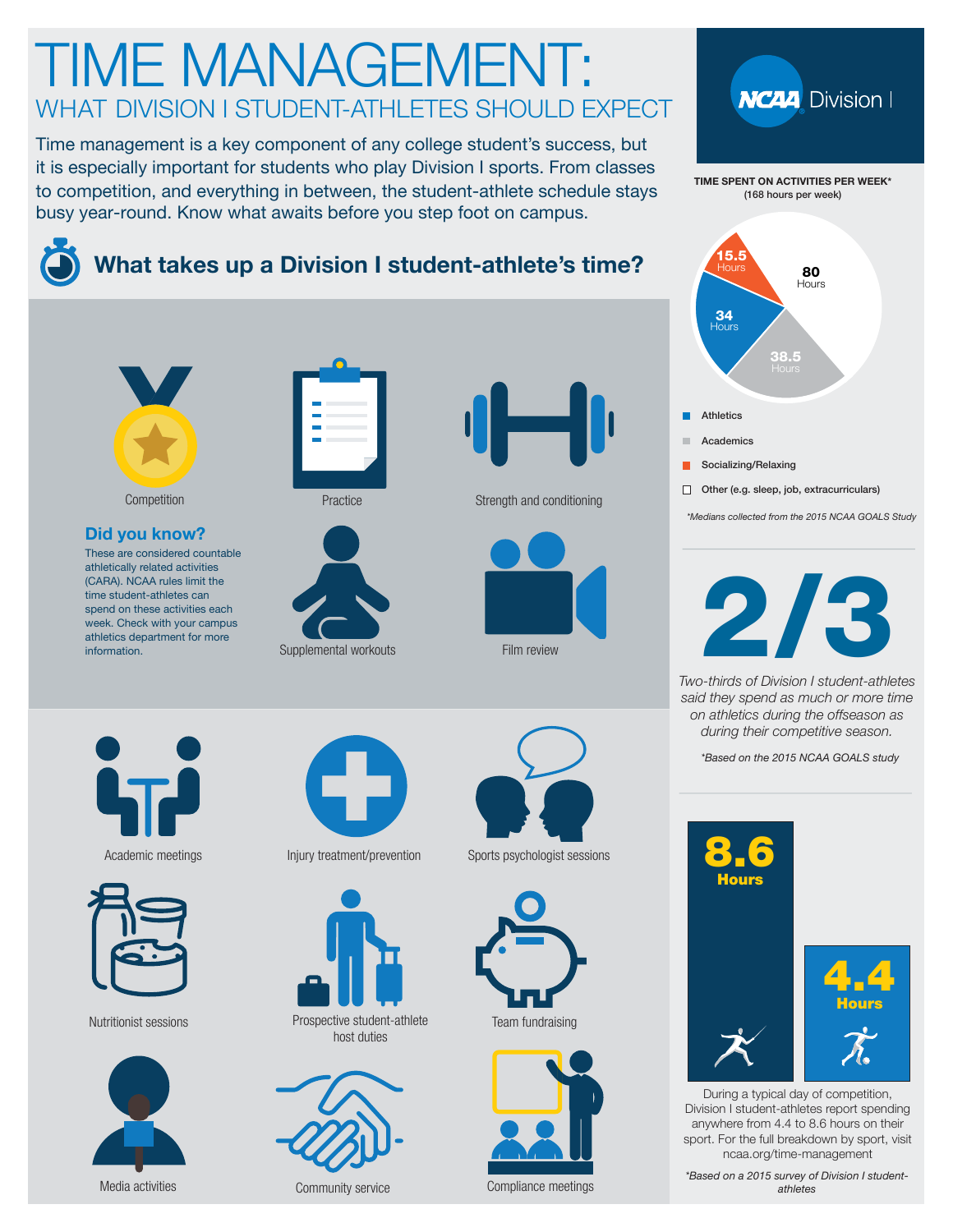# TIME MANAGEMENT:

## WHAT DIVISION I STUDENT-ATHLETES SHOULD EXPECT

NCAA Division I

Time management is a key component of any college student's success, but it is especially important for students who play Division I sports. From classes to competition, and everything in between, the student-athlete schedule stays busy year-round. Know what awaits before you step foot on campus.

## What takes up a Division I student-athlete's time?

- Competition
- Practice
- Strength and conditioning
- Supplemental workouts
- Film review

**Did you know?**

These are considered countable athletically related activities (CARA). NCAA rules limit the time student-athletes can spend on these activities each week. Check with your campus athletics department for more information.

- Academic meetings
- Injury treatment/prevention
- Sports psychologist sessions
- Nutritionist sessions
- Prospective student-athlete host duties
- Team fundraising
- Media activities
- Community service
- Compliance meetings

**TIME SPENT ON ACTIVITIES PER WEEK***
(168 hours per week)

| Activity | Hours |
| --- | --- |
| Athletics | 34 |
| Academics | 38.5 |
| Socializing/Relaxing | 15.5 |
| Other (e.g. sleep, job, extracurriculars) | 80 |

*\*Medians collected from the 2015 NCAA GOALS Study*

# 2/3

*Two-thirds of Division I student-athletes said they spend as much or more time on athletics during the offseason as during their competitive season.*

*\*Based on the 2015 NCAA GOALS study*

**8.6 Hours**

**4.4 Hours**

During a typical day of competition, Division I student-athletes report spending anywhere from 4.4 to 8.6 hours on their sport. For the full breakdown by sport, visit ncaa.org/time-management

*\*Based on a 2015 survey of Division I student-athletes*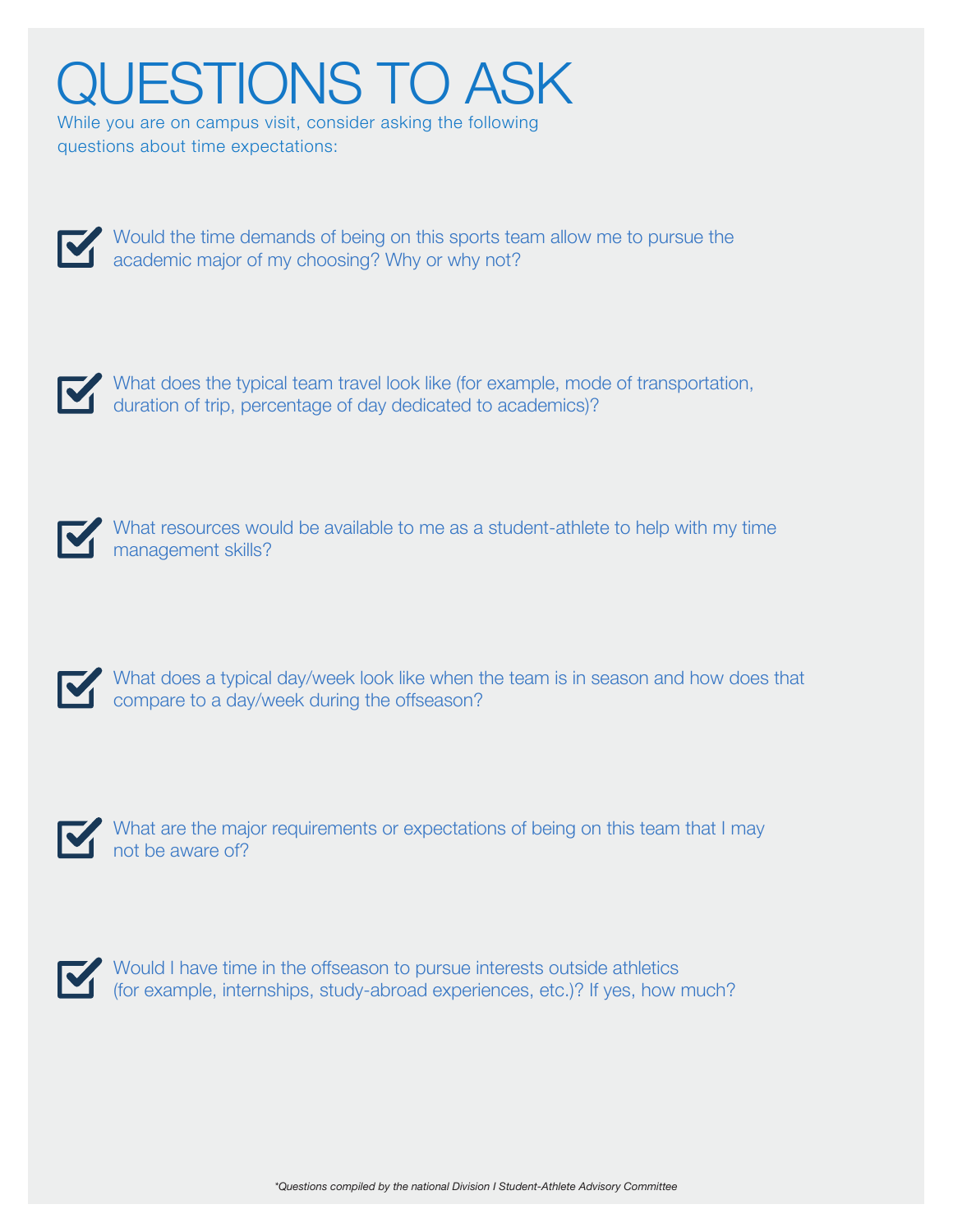# QUESTIONS TO ASK

While you are on campus visit, consider asking the following questions about time expectations:

- ☑ Would the time demands of being on this sports team allow me to pursue the academic major of my choosing? Why or why not?

- ☑ What does the typical team travel look like (for example, mode of transportation, duration of trip, percentage of day dedicated to academics)?

- ☑ What resources would be available to me as a student-athlete to help with my time management skills?

- ☑ What does a typical day/week look like when the team is in season and how does that compare to a day/week during the offseason?

- ☑ What are the major requirements or expectations of being on this team that I may not be aware of?

- ☑ Would I have time in the offseason to pursue interests outside athletics (for example, internships, study-abroad experiences, etc.)? If yes, how much?

*\*Questions compiled by the national Division I Student-Athlete Advisory Committee*